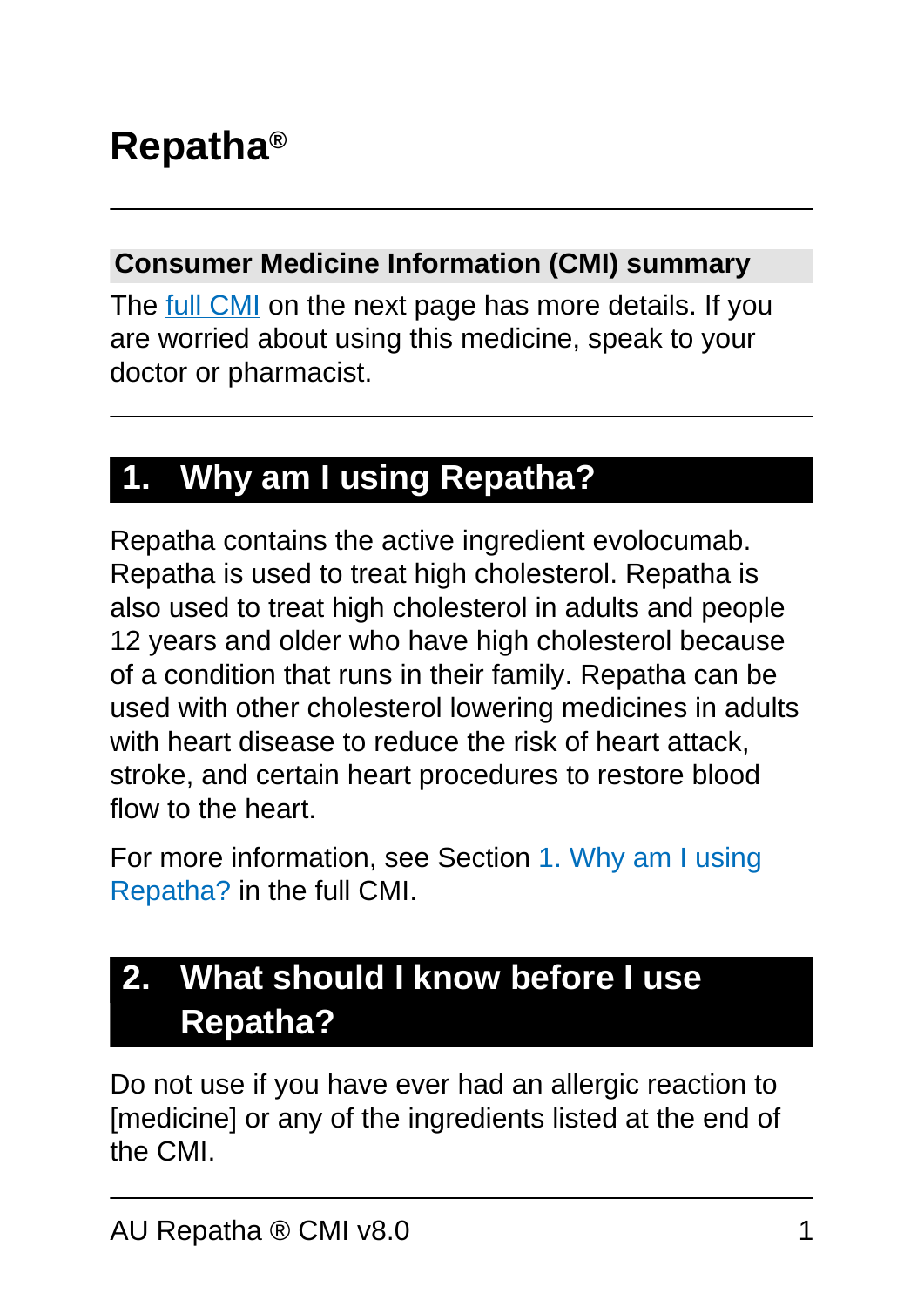# Repatha®

## Consumer Medicine Information (CMI) summary

The full CMI on the next page has more details. If you are worried about using this medicine, speak to your doctor or pharmacist.

## 1. Why am I using Repatha?

Repatha contains the active ingredient evolocumab. Repatha is used to treat high cholesterol. Repatha is also used to treat high cholesterol in adults and people 12 years and older who have high cholesterol because of a condition that runs in their family. Repatha can be used with other cholesterol lowering medicines in adults with heart disease to reduce the risk of heart attack, stroke, and certain heart procedures to restore blood flow to the heart.

For more information, see Section 1. Why am I using Repatha? in the full CMI.

## 2. What should I know before I use Repatha?

Do not use if you have ever had an allergic reaction to [medicine] or any of the ingredients listed at the end of the CMI.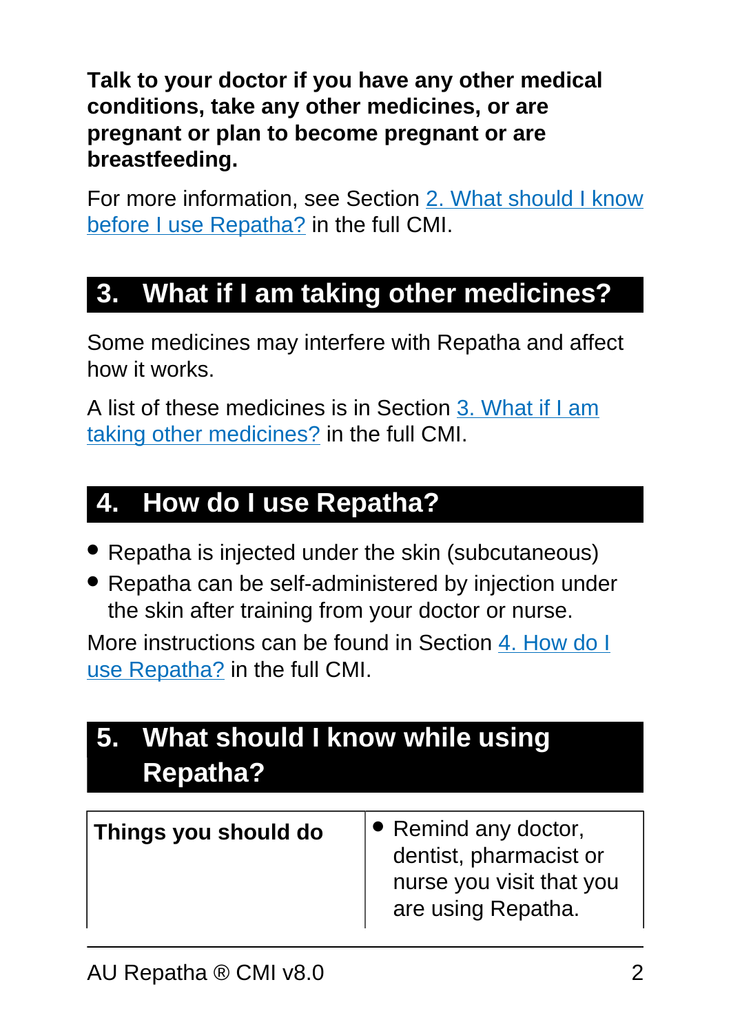**Talk to your doctor if you have any other medical conditions, take any other medicines, or are pregnant or plan to become pregnant or are breastfeeding.**

For more information, see Section 2. What should I know before I use Repatha? in the full CMI.

## 3. What if I am taking other medicines?

Some medicines may interfere with Repatha and affect how it works.

A list of these medicines is in Section 3. What if I am taking other medicines? in the full CMI.

## 4. How do I use Repatha?

- Repatha is injected under the skin (subcutaneous)
- Repatha can be self-administered by injection under the skin after training from your doctor or nurse.

More instructions can be found in Section 4. How do I use Repatha? in the full CMI.

## 5. What should I know while using Repatha?

| | |
|---|---|
| **Things you should do** | • Remind any doctor, dentist, pharmacist or nurse you visit that you are using Repatha. |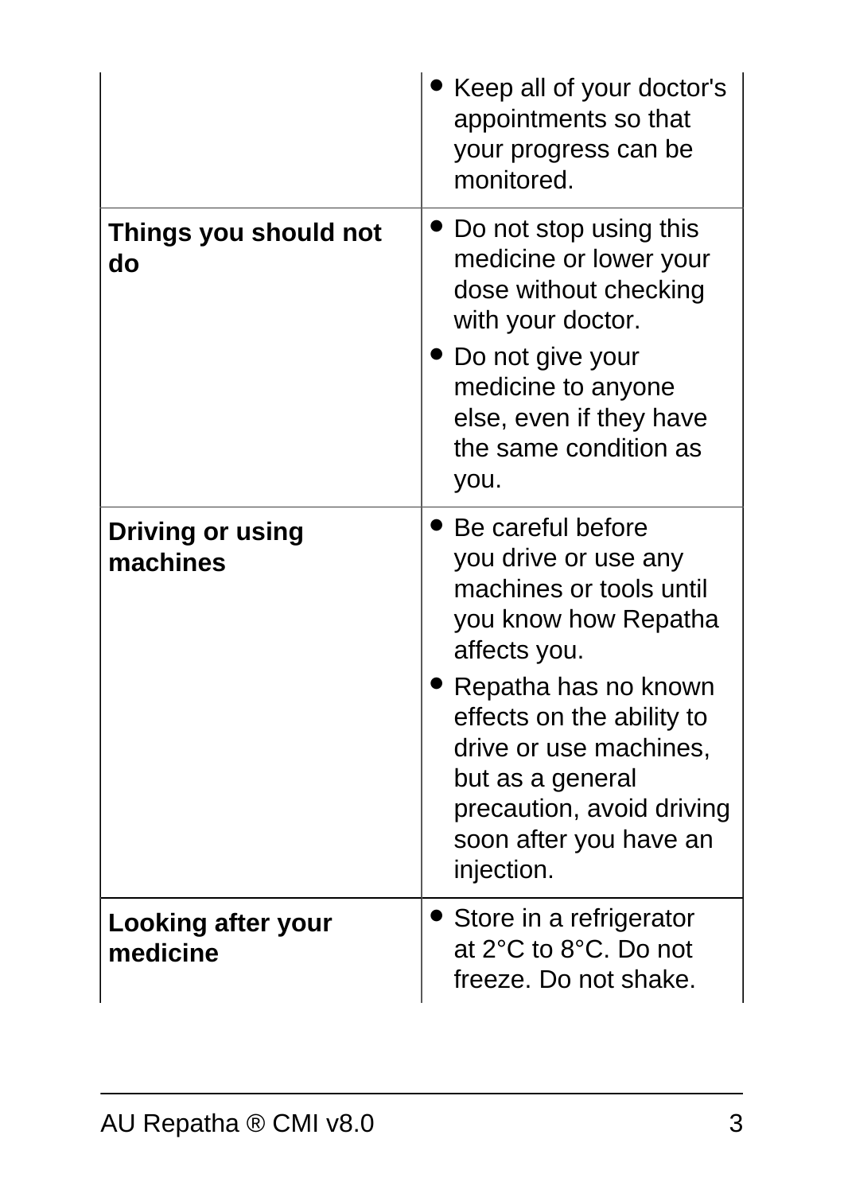| | |
|---|---|
| | • Keep all of your doctor's appointments so that your progress can be monitored. |
| **Things you should not do** | • Do not stop using this medicine or lower your dose without checking with your doctor.<br>• Do not give your medicine to anyone else, even if they have the same condition as you. |
| **Driving or using machines** | • Be careful before you drive or use any machines or tools until you know how Repatha affects you.<br>• Repatha has no known effects on the ability to drive or use machines, but as a general precaution, avoid driving soon after you have an injection. |
| **Looking after your medicine** | • Store in a refrigerator at 2°C to 8°C. Do not freeze. Do not shake. |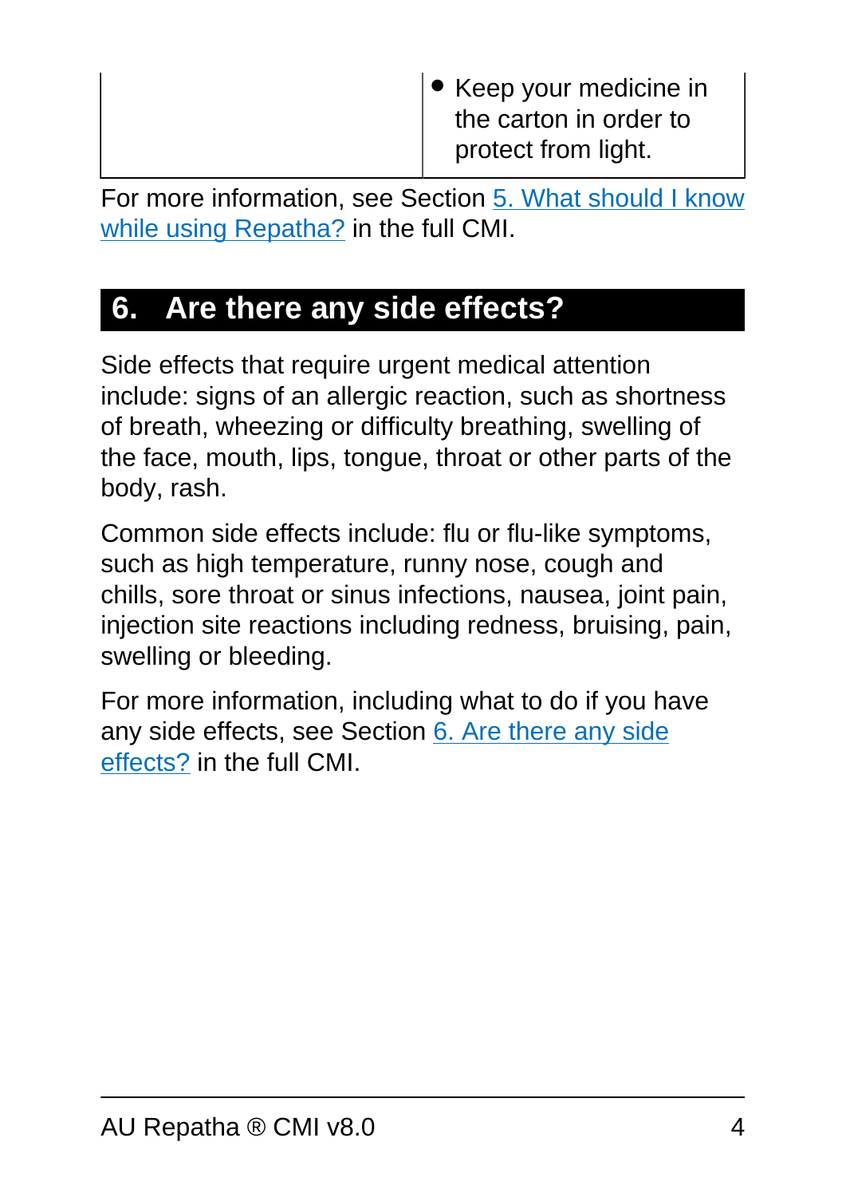| | |
|---|---|
| | • Keep your medicine in the carton in order to protect from light. |

For more information, see Section 5. What should I know while using Repatha? in the full CMI.

## 6. Are there any side effects?

Side effects that require urgent medical attention include: signs of an allergic reaction, such as shortness of breath, wheezing or difficulty breathing, swelling of the face, mouth, lips, tongue, throat or other parts of the body, rash.

Common side effects include: flu or flu-like symptoms, such as high temperature, runny nose, cough and chills, sore throat or sinus infections, nausea, joint pain, injection site reactions including redness, bruising, pain, swelling or bleeding.

For more information, including what to do if you have any side effects, see Section 6. Are there any side effects? in the full CMI.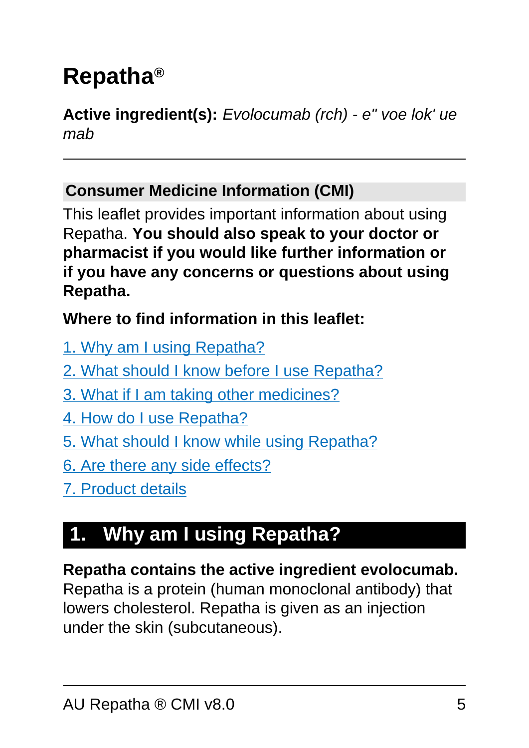# Repatha®

**Active ingredient(s):** *Evolocumab (rch) - e" voe lok' ue mab*

---

## Consumer Medicine Information (CMI)

This leaflet provides important information about using Repatha. **You should also speak to your doctor or pharmacist if you would like further information or if you have any concerns or questions about using Repatha.**

**Where to find information in this leaflet:**

1. Why am I using Repatha?
2. What should I know before I use Repatha?
3. What if I am taking other medicines?
4. How do I use Repatha?
5. What should I know while using Repatha?
6. Are there any side effects?
7. Product details

## 1. Why am I using Repatha?

**Repatha contains the active ingredient evolocumab.** Repatha is a protein (human monoclonal antibody) that lowers cholesterol. Repatha is given as an injection under the skin (subcutaneous).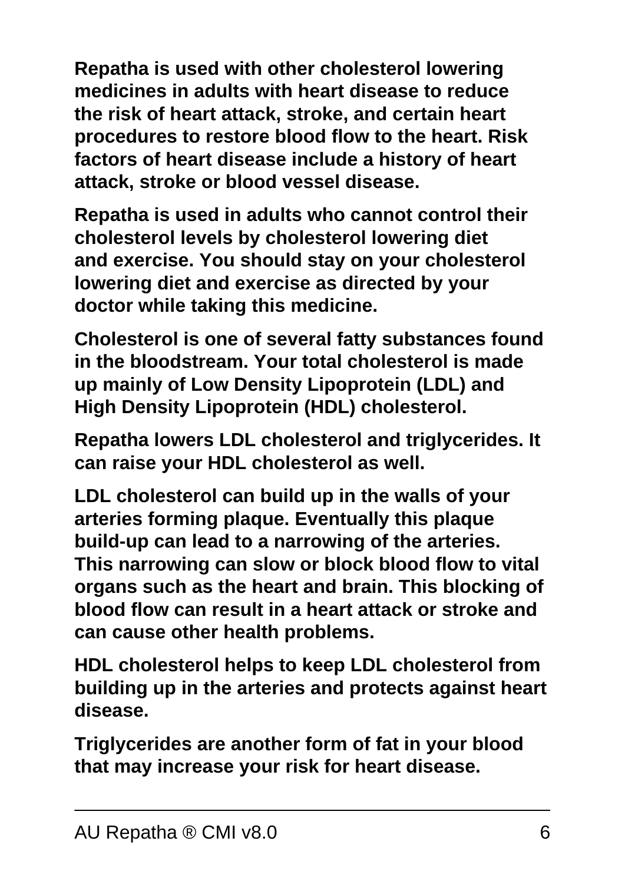**Repatha is used with other cholesterol lowering medicines in adults with heart disease to reduce the risk of heart attack, stroke, and certain heart procedures to restore blood flow to the heart. Risk factors of heart disease include a history of heart attack, stroke or blood vessel disease.**

**Repatha is used in adults who cannot control their cholesterol levels by cholesterol lowering diet and exercise. You should stay on your cholesterol lowering diet and exercise as directed by your doctor while taking this medicine.**

**Cholesterol is one of several fatty substances found in the bloodstream. Your total cholesterol is made up mainly of Low Density Lipoprotein (LDL) and High Density Lipoprotein (HDL) cholesterol.**

**Repatha lowers LDL cholesterol and triglycerides. It can raise your HDL cholesterol as well.**

**LDL cholesterol can build up in the walls of your arteries forming plaque. Eventually this plaque build-up can lead to a narrowing of the arteries. This narrowing can slow or block blood flow to vital organs such as the heart and brain. This blocking of blood flow can result in a heart attack or stroke and can cause other health problems.**

**HDL cholesterol helps to keep LDL cholesterol from building up in the arteries and protects against heart disease.**

**Triglycerides are another form of fat in your blood that may increase your risk for heart disease.**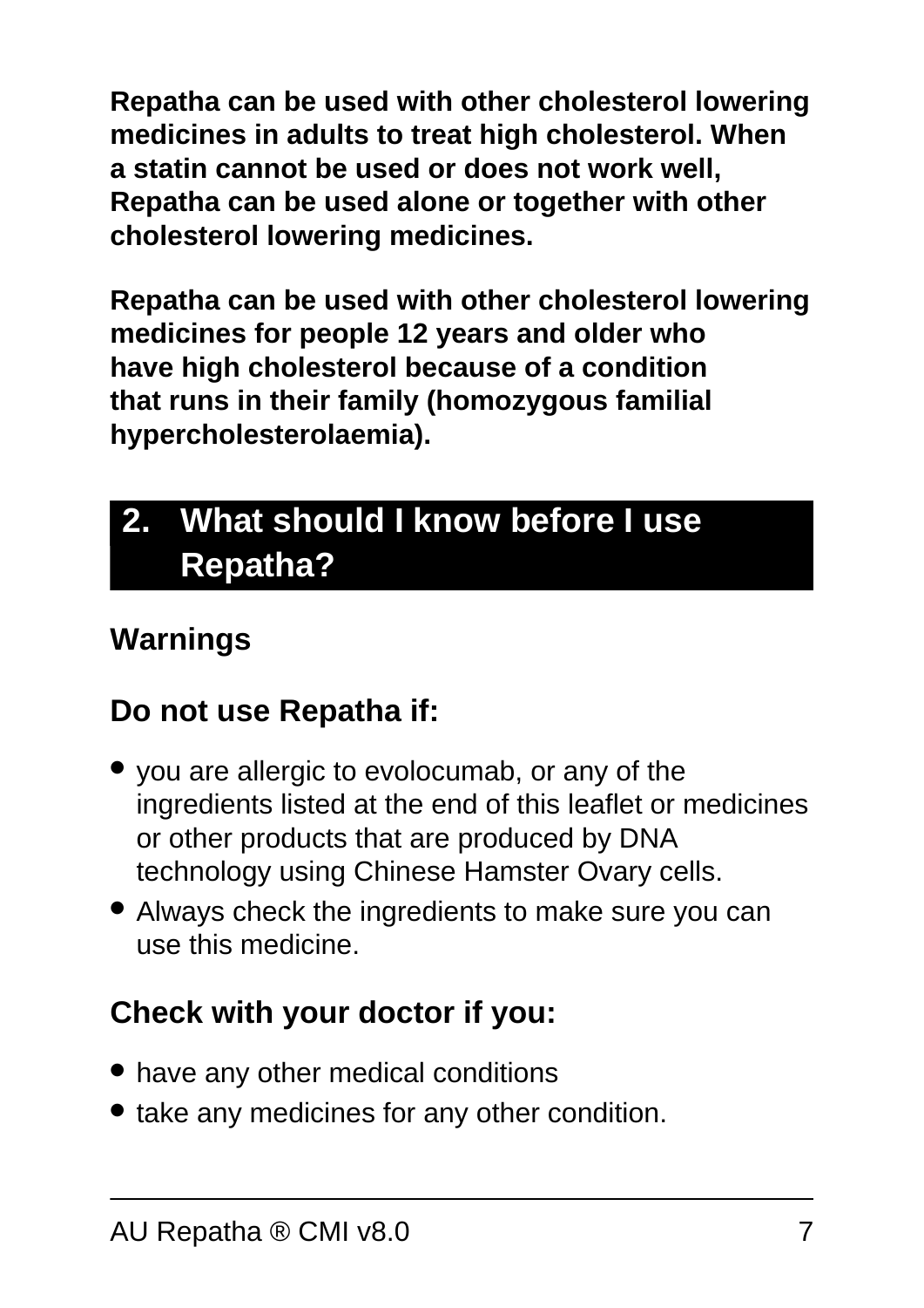**Repatha can be used with other cholesterol lowering medicines in adults to treat high cholesterol. When a statin cannot be used or does not work well, Repatha can be used alone or together with other cholesterol lowering medicines.**

**Repatha can be used with other cholesterol lowering medicines for people 12 years and older who have high cholesterol because of a condition that runs in their family (homozygous familial hypercholesterolaemia).**

## 2. What should I know before I use Repatha?

### Warnings

### Do not use Repatha if:

- you are allergic to evolocumab, or any of the ingredients listed at the end of this leaflet or medicines or other products that are produced by DNA technology using Chinese Hamster Ovary cells.
- Always check the ingredients to make sure you can use this medicine.

### Check with your doctor if you:

- have any other medical conditions
- take any medicines for any other condition.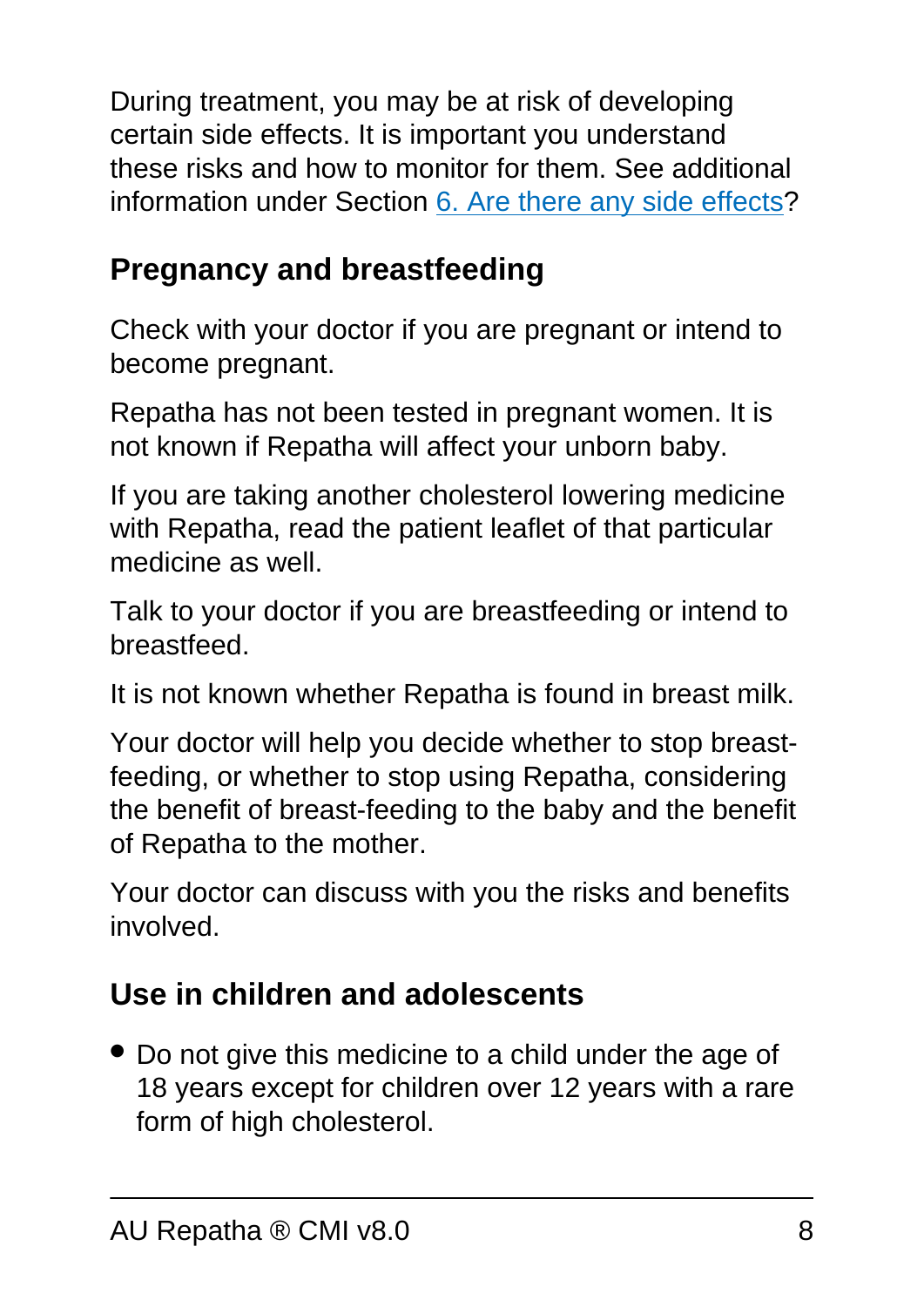During treatment, you may be at risk of developing certain side effects. It is important you understand these risks and how to monitor for them. See additional information under Section 6. Are there any side effects?

## Pregnancy and breastfeeding

Check with your doctor if you are pregnant or intend to become pregnant.

Repatha has not been tested in pregnant women. It is not known if Repatha will affect your unborn baby.

If you are taking another cholesterol lowering medicine with Repatha, read the patient leaflet of that particular medicine as well.

Talk to your doctor if you are breastfeeding or intend to breastfeed.

It is not known whether Repatha is found in breast milk.

Your doctor will help you decide whether to stop breast-feeding, or whether to stop using Repatha, considering the benefit of breast-feeding to the baby and the benefit of Repatha to the mother.

Your doctor can discuss with you the risks and benefits involved.

## Use in children and adolescents

- Do not give this medicine to a child under the age of 18 years except for children over 12 years with a rare form of high cholesterol.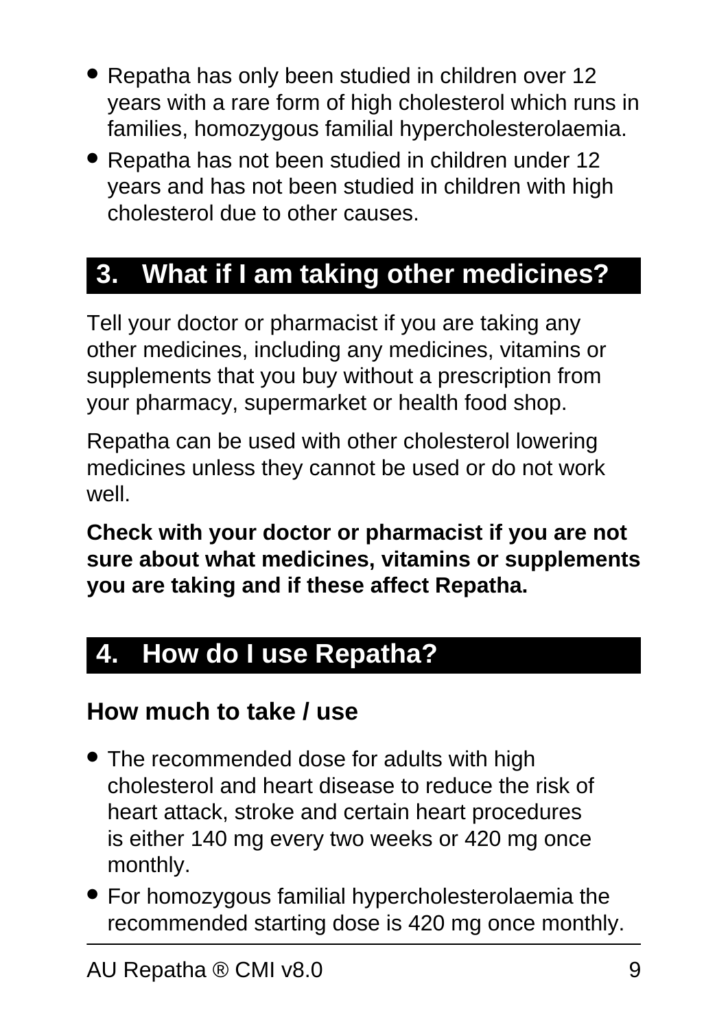- Repatha has only been studied in children over 12 years with a rare form of high cholesterol which runs in families, homozygous familial hypercholesterolaemia.
- Repatha has not been studied in children under 12 years and has not been studied in children with high cholesterol due to other causes.

## 3. What if I am taking other medicines?

Tell your doctor or pharmacist if you are taking any other medicines, including any medicines, vitamins or supplements that you buy without a prescription from your pharmacy, supermarket or health food shop.

Repatha can be used with other cholesterol lowering medicines unless they cannot be used or do not work well.

**Check with your doctor or pharmacist if you are not sure about what medicines, vitamins or supplements you are taking and if these affect Repatha.**

## 4. How do I use Repatha?

### How much to take / use

- The recommended dose for adults with high cholesterol and heart disease to reduce the risk of heart attack, stroke and certain heart procedures is either 140 mg every two weeks or 420 mg once monthly.
- For homozygous familial hypercholesterolaemia the recommended starting dose is 420 mg once monthly.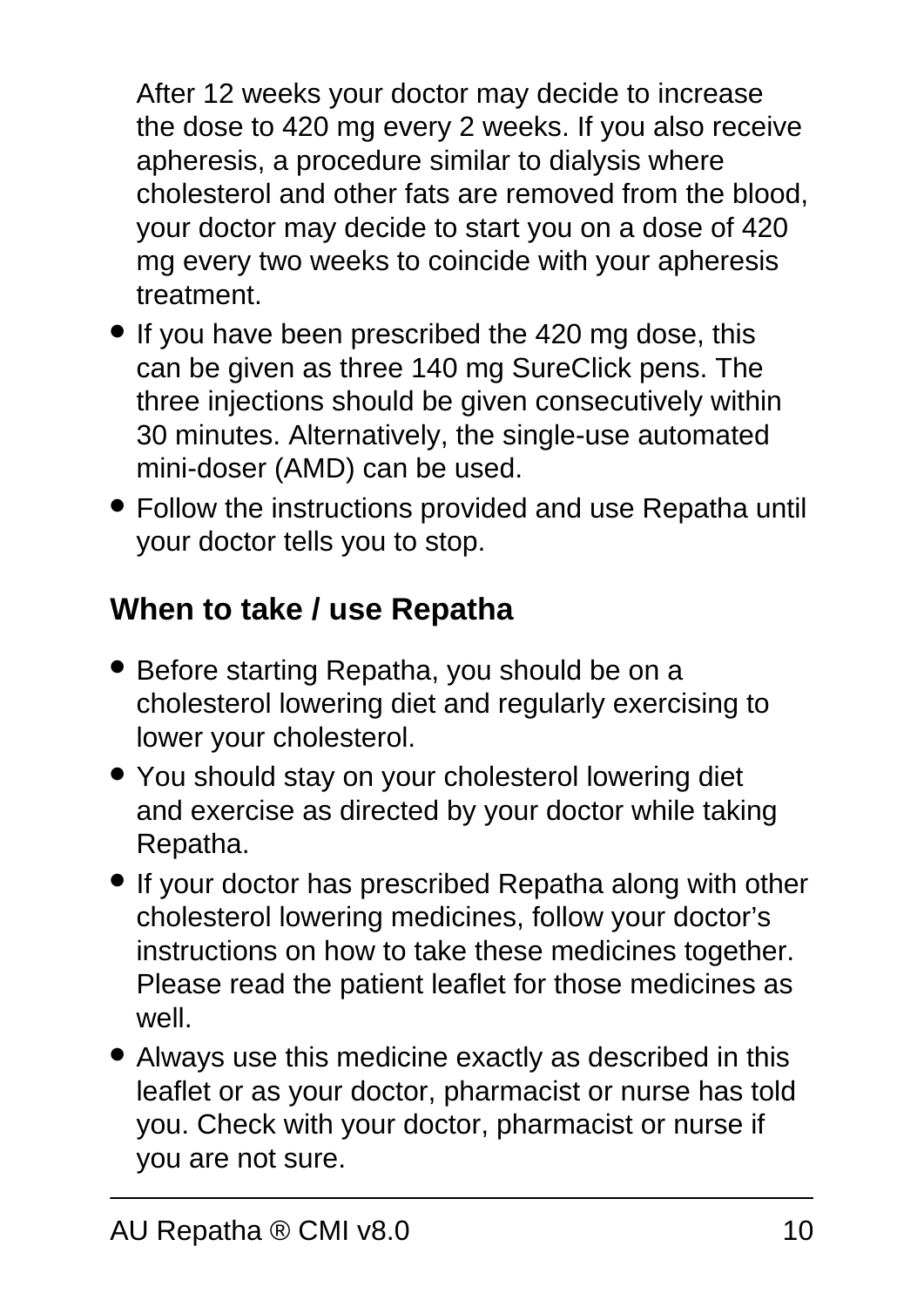After 12 weeks your doctor may decide to increase the dose to 420 mg every 2 weeks. If you also receive apheresis, a procedure similar to dialysis where cholesterol and other fats are removed from the blood, your doctor may decide to start you on a dose of 420 mg every two weeks to coincide with your apheresis treatment.

- If you have been prescribed the 420 mg dose, this can be given as three 140 mg SureClick pens. The three injections should be given consecutively within 30 minutes. Alternatively, the single-use automated mini-doser (AMD) can be used.
- Follow the instructions provided and use Repatha until your doctor tells you to stop.

## When to take / use Repatha

- Before starting Repatha, you should be on a cholesterol lowering diet and regularly exercising to lower your cholesterol.
- You should stay on your cholesterol lowering diet and exercise as directed by your doctor while taking Repatha.
- If your doctor has prescribed Repatha along with other cholesterol lowering medicines, follow your doctor's instructions on how to take these medicines together. Please read the patient leaflet for those medicines as well.
- Always use this medicine exactly as described in this leaflet or as your doctor, pharmacist or nurse has told you. Check with your doctor, pharmacist or nurse if you are not sure.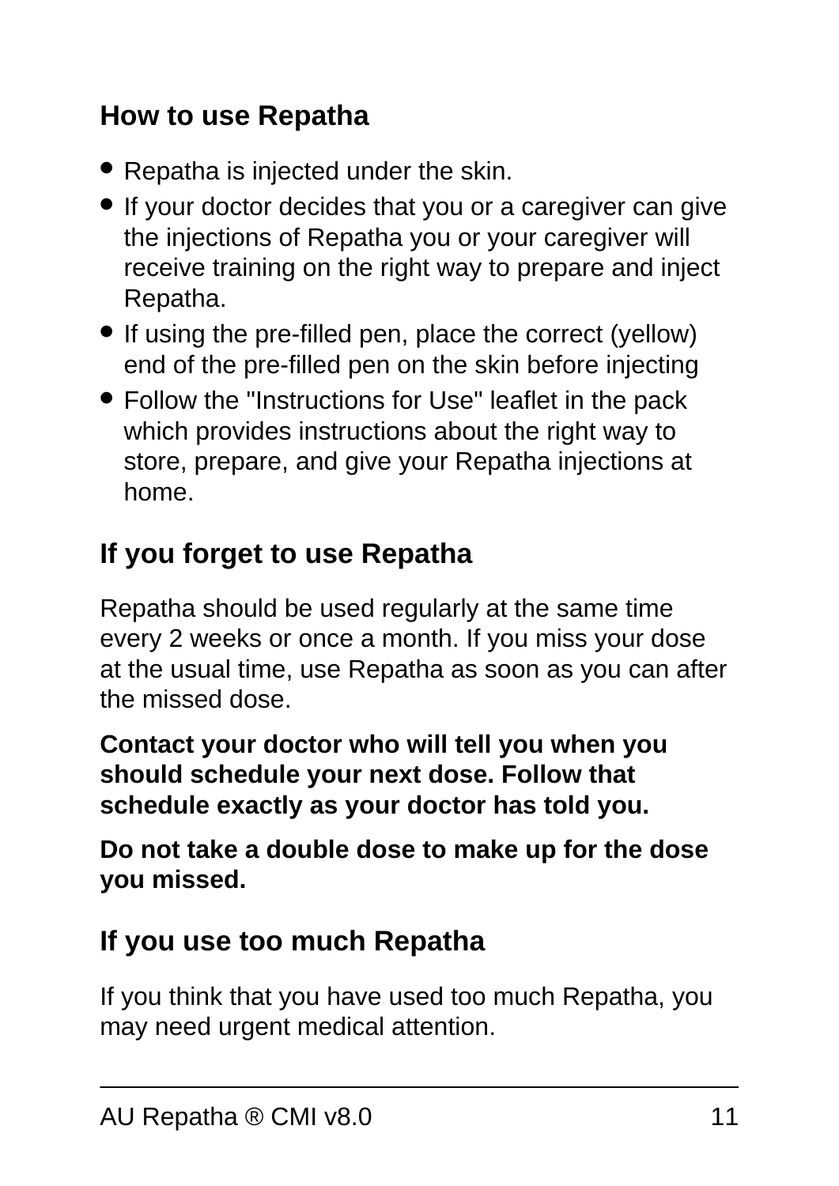### How to use Repatha

- Repatha is injected under the skin.
- If your doctor decides that you or a caregiver can give the injections of Repatha you or your caregiver will receive training on the right way to prepare and inject Repatha.
- If using the pre-filled pen, place the correct (yellow) end of the pre-filled pen on the skin before injecting
- Follow the "Instructions for Use" leaflet in the pack which provides instructions about the right way to store, prepare, and give your Repatha injections at home.

### If you forget to use Repatha

Repatha should be used regularly at the same time every 2 weeks or once a month. If you miss your dose at the usual time, use Repatha as soon as you can after the missed dose.

**Contact your doctor who will tell you when you should schedule your next dose. Follow that schedule exactly as your doctor has told you.**

**Do not take a double dose to make up for the dose you missed.**

### If you use too much Repatha

If you think that you have used too much Repatha, you may need urgent medical attention.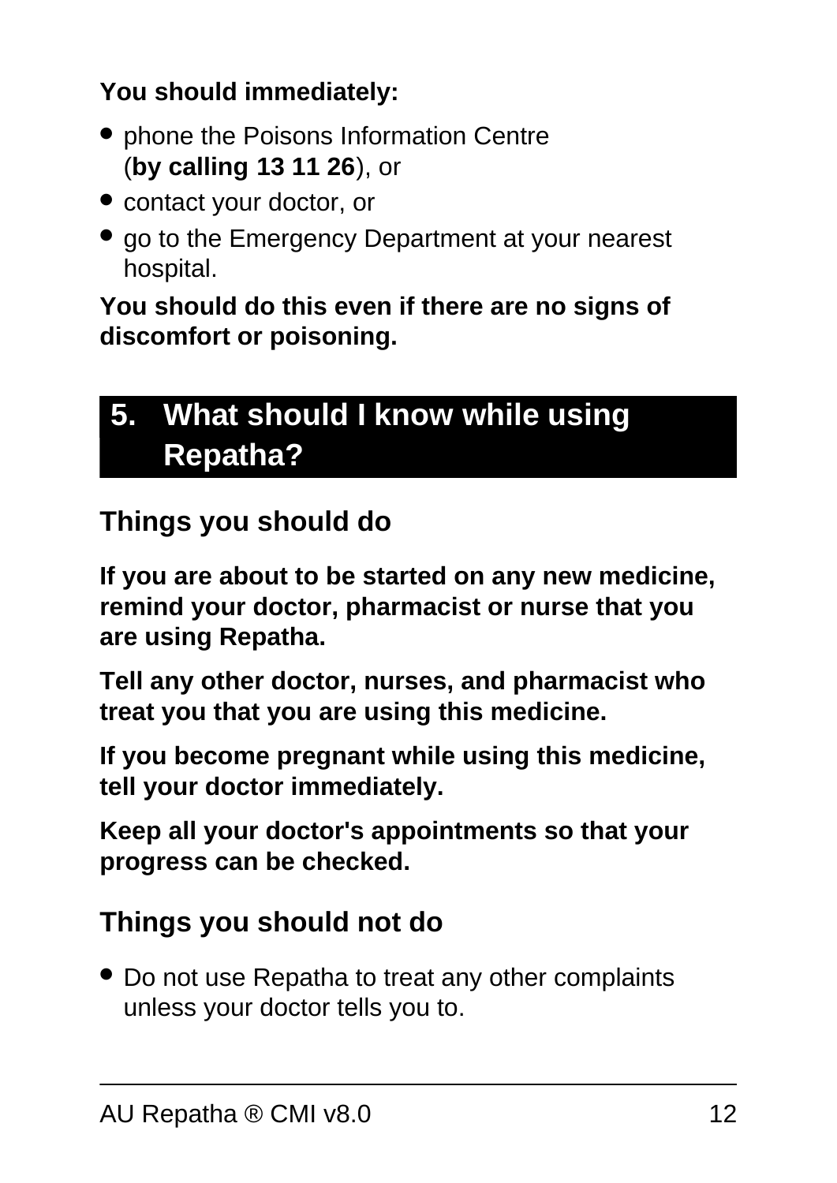**You should immediately:**

- phone the Poisons Information Centre (**by calling 13 11 26**), or
- contact your doctor, or
- go to the Emergency Department at your nearest hospital.

**You should do this even if there are no signs of discomfort or poisoning.**

## 5. What should I know while using Repatha?

### Things you should do

**If you are about to be started on any new medicine, remind your doctor, pharmacist or nurse that you are using Repatha.**

**Tell any other doctor, nurses, and pharmacist who treat you that you are using this medicine.**

**If you become pregnant while using this medicine, tell your doctor immediately.**

**Keep all your doctor's appointments so that your progress can be checked.**

### Things you should not do

- Do not use Repatha to treat any other complaints unless your doctor tells you to.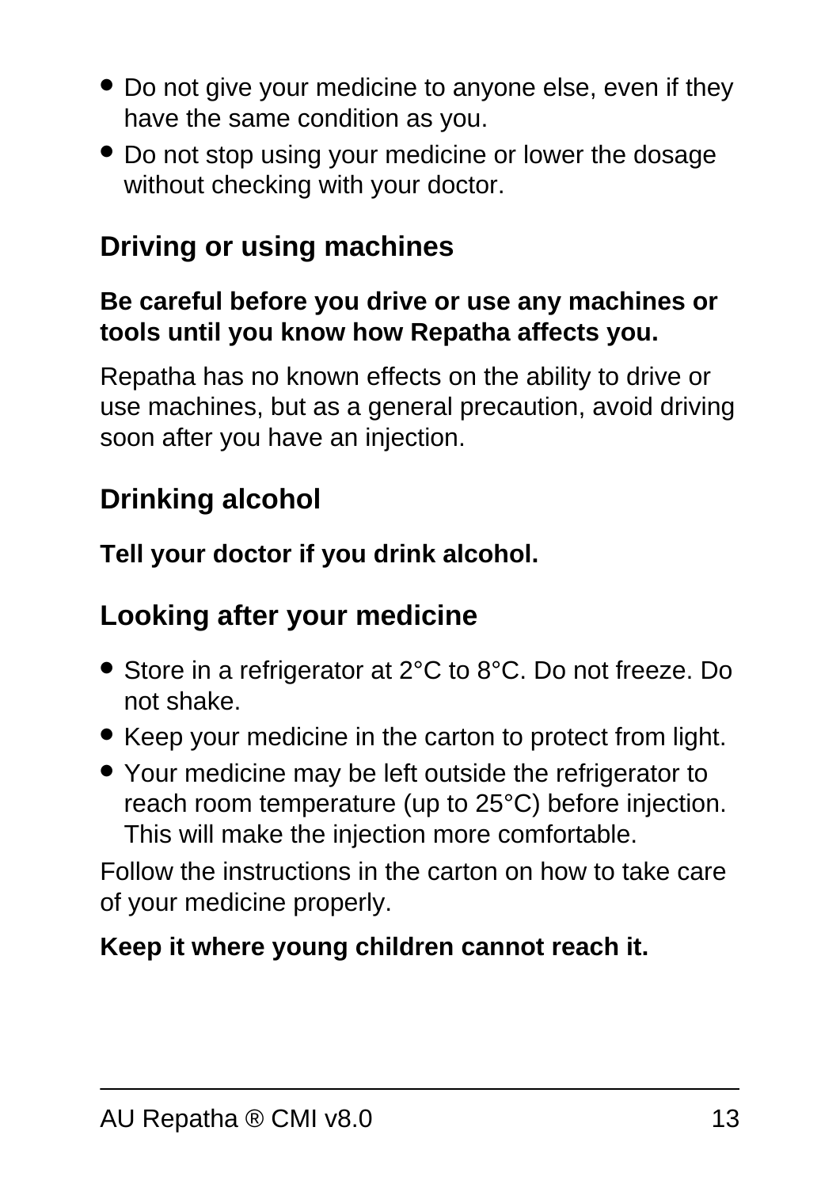- Do not give your medicine to anyone else, even if they have the same condition as you.
- Do not stop using your medicine or lower the dosage without checking with your doctor.

## Driving or using machines

**Be careful before you drive or use any machines or tools until you know how Repatha affects you.**

Repatha has no known effects on the ability to drive or use machines, but as a general precaution, avoid driving soon after you have an injection.

## Drinking alcohol

**Tell your doctor if you drink alcohol.**

## Looking after your medicine

- Store in a refrigerator at 2°C to 8°C. Do not freeze. Do not shake.
- Keep your medicine in the carton to protect from light.
- Your medicine may be left outside the refrigerator to reach room temperature (up to 25°C) before injection. This will make the injection more comfortable.

Follow the instructions in the carton on how to take care of your medicine properly.

**Keep it where young children cannot reach it.**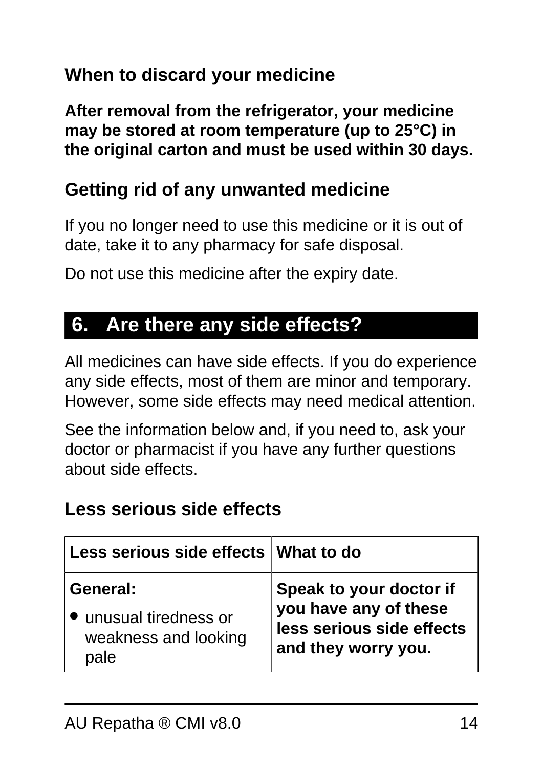### When to discard your medicine

**After removal from the refrigerator, your medicine may be stored at room temperature (up to 25°C) in the original carton and must be used within 30 days.**

### Getting rid of any unwanted medicine

If you no longer need to use this medicine or it is out of date, take it to any pharmacy for safe disposal.

Do not use this medicine after the expiry date.

## 6. Are there any side effects?

All medicines can have side effects. If you do experience any side effects, most of them are minor and temporary. However, some side effects may need medical attention.

See the information below and, if you need to, ask your doctor or pharmacist if you have any further questions about side effects.

### Less serious side effects

| Less serious side effects | What to do |
| --- | --- |
| **General:**<br>• unusual tiredness or weakness and looking pale | **Speak to your doctor if you have any of these less serious side effects and they worry you.** |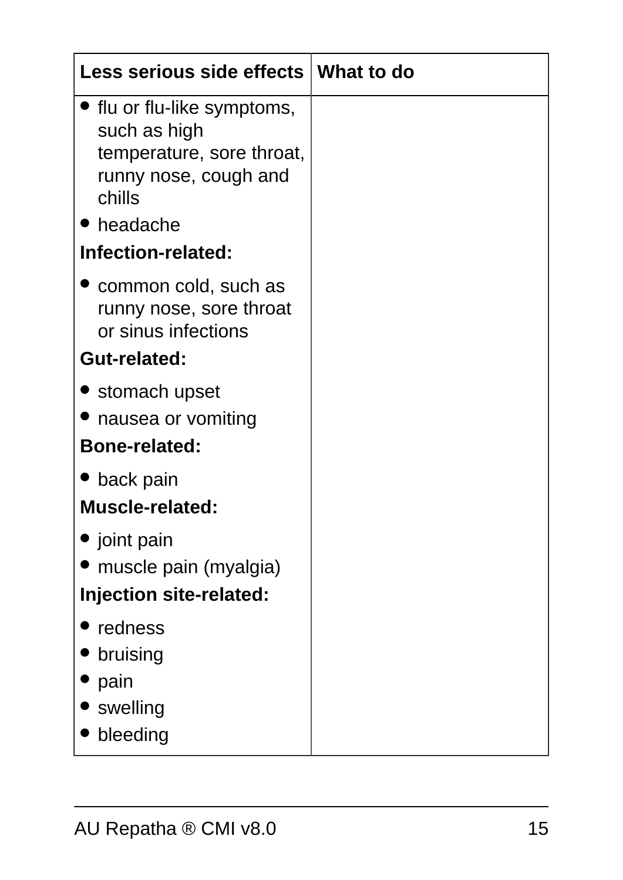| Less serious side effects | What to do |
|---|---|
| • flu or flu-like symptoms, such as high temperature, sore throat, runny nose, cough and chills<br>• headache<br>**Infection-related:**<br>• common cold, such as runny nose, sore throat or sinus infections<br>**Gut-related:**<br>• stomach upset<br>• nausea or vomiting<br>**Bone-related:**<br>• back pain<br>**Muscle-related:**<br>• joint pain<br>• muscle pain (myalgia)<br>**Injection site-related:**<br>• redness<br>• bruising<br>• pain<br>• swelling<br>• bleeding | |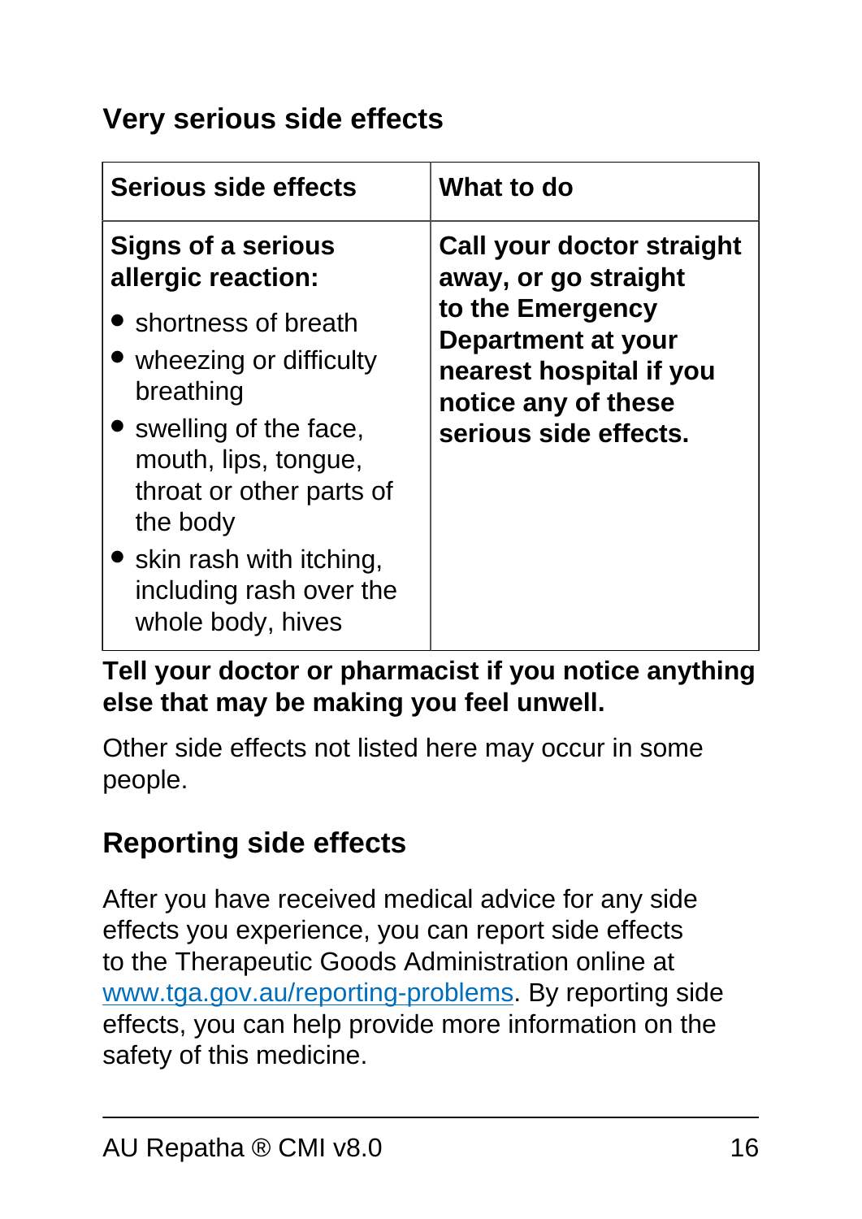## Very serious side effects

| Serious side effects | What to do |
| --- | --- |
| **Signs of a serious allergic reaction:**<br>• shortness of breath<br>• wheezing or difficulty breathing<br>• swelling of the face, mouth, lips, tongue, throat or other parts of the body<br>• skin rash with itching, including rash over the whole body, hives | **Call your doctor straight away, or go straight to the Emergency Department at your nearest hospital if you notice any of these serious side effects.** |

**Tell your doctor or pharmacist if you notice anything else that may be making you feel unwell.**

Other side effects not listed here may occur in some people.

## Reporting side effects

After you have received medical advice for any side effects you experience, you can report side effects to the Therapeutic Goods Administration online at www.tga.gov.au/reporting-problems. By reporting side effects, you can help provide more information on the safety of this medicine.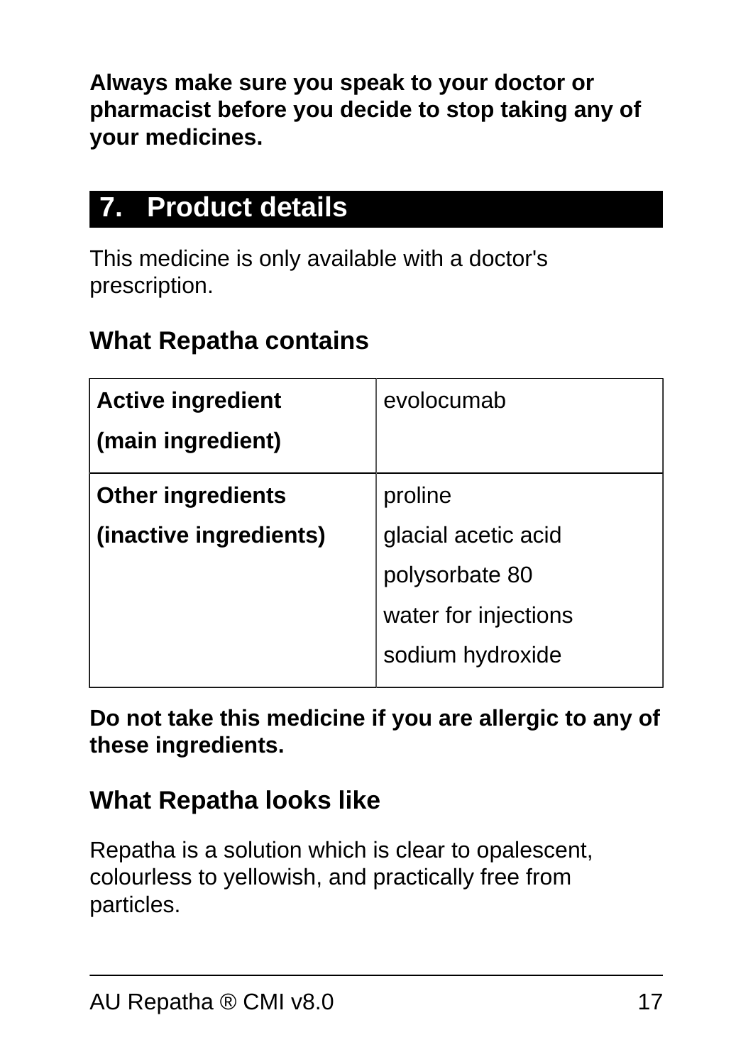**Always make sure you speak to your doctor or pharmacist before you decide to stop taking any of your medicines.**

## 7. Product details

This medicine is only available with a doctor's prescription.

### What Repatha contains

| | |
|---|---|
| **Active ingredient**<br>**(main ingredient)** | evolocumab |
| **Other ingredients**<br>**(inactive ingredients)** | proline<br>glacial acetic acid<br>polysorbate 80<br>water for injections<br>sodium hydroxide |

**Do not take this medicine if you are allergic to any of these ingredients.**

### What Repatha looks like

Repatha is a solution which is clear to opalescent, colourless to yellowish, and practically free from particles.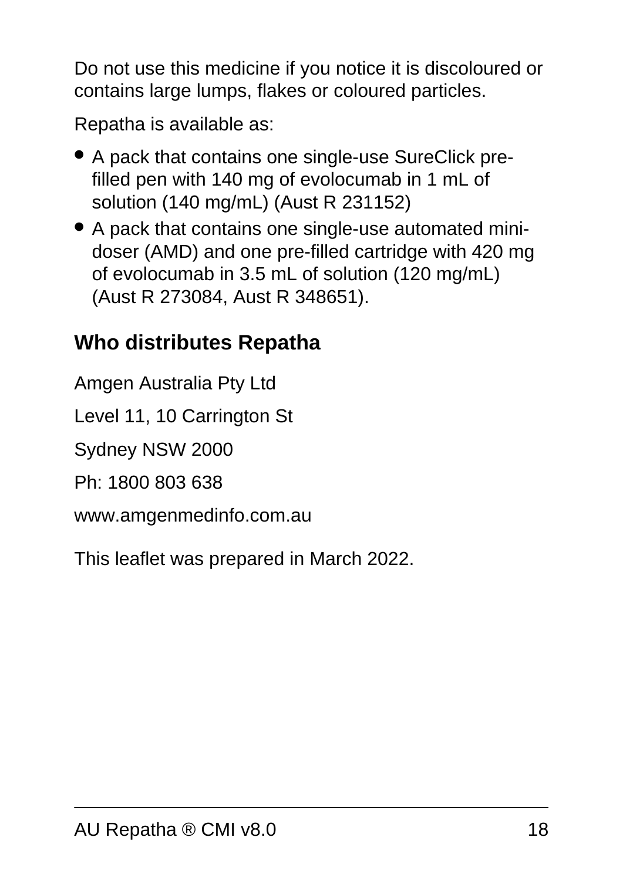Do not use this medicine if you notice it is discoloured or contains large lumps, flakes or coloured particles.

Repatha is available as:

- A pack that contains one single-use SureClick pre-filled pen with 140 mg of evolocumab in 1 mL of solution (140 mg/mL) (Aust R 231152)
- A pack that contains one single-use automated mini-doser (AMD) and one pre-filled cartridge with 420 mg of evolocumab in 3.5 mL of solution (120 mg/mL) (Aust R 273084, Aust R 348651).

## Who distributes Repatha

Amgen Australia Pty Ltd

Level 11, 10 Carrington St

Sydney NSW 2000

Ph: 1800 803 638

www.amgenmedinfo.com.au

This leaflet was prepared in March 2022.